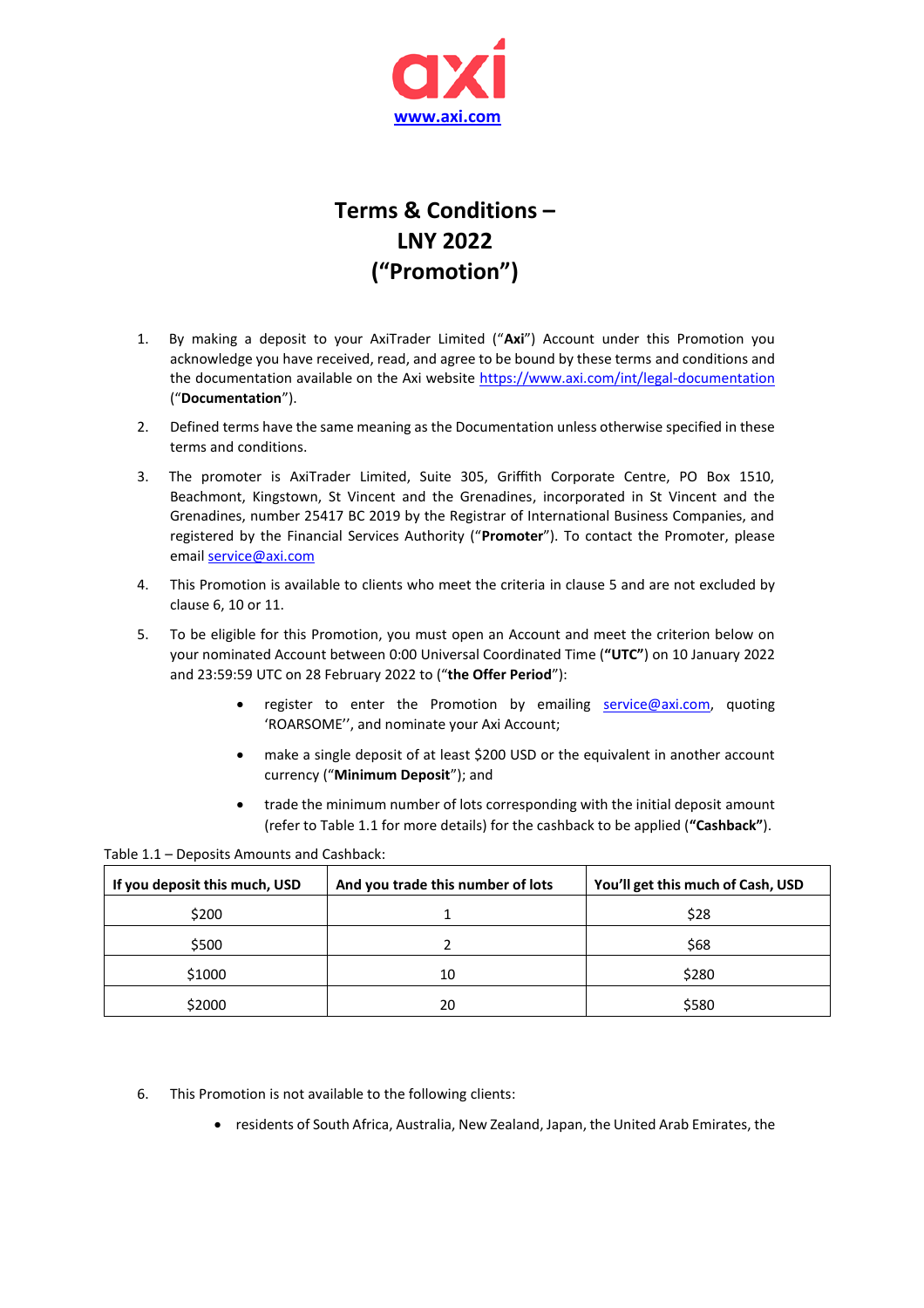axi

[www.axi.com](http://www.axi.com)

# Terms & Conditions – LNY 2022 ("Promotion")

1. By making a deposit to your AxiTrader Limited ("**Axi**") Account under this Promotion you acknowledge you have received, read, and agree to be bound by these terms and conditions and the documentation available on the Axi website [https://www.axi.com/int/legal-documentation](https://www.axi.com/int/legal-documentation) ("**Documentation**").

2. Defined terms have the same meaning as the Documentation unless otherwise specified in these terms and conditions.

3. The promoter is AxiTrader Limited, Suite 305, Griffith Corporate Centre, PO Box 1510, Beachmont, Kingstown, St Vincent and the Grenadines, incorporated in St Vincent and the Grenadines, number 25417 BC 2019 by the Registrar of International Business Companies, and registered by the Financial Services Authority ("**Promoter**"). To contact the Promoter, please email [service@axi.com](mailto:service@axi.com)

4. This Promotion is available to clients who meet the criteria in clause 5 and are not excluded by clause 6, 10 or 11.

5. To be eligible for this Promotion, you must open an Account and meet the criterion below on your nominated Account between 0:00 Universal Coordinated Time (**"UTC"**) on 10 January 2022 and 23:59:59 UTC on 28 February 2022 to ("**the Offer Period**"):

   - register to enter the Promotion by emailing [service@axi.com](mailto:service@axi.com), quoting 'ROARSOME'', and nominate your Axi Account;
   - make a single deposit of at least $200 USD or the equivalent in another account currency ("**Minimum Deposit**"); and
   - trade the minimum number of lots corresponding with the initial deposit amount (refer to Table 1.1 for more details) for the cashback to be applied (**"Cashback"**).

Table 1.1 – Deposits Amounts and Cashback:

| If you deposit this much, USD | And you trade this number of lots | You'll get this much of Cash, USD |
|---|---|---|
| $200 | 1 | $28 |
| $500 | 2 | $68 |
| $1000 | 10 | $280 |
| $2000 | 20 | $580 |

6. This Promotion is not available to the following clients:

   - residents of South Africa, Australia, New Zealand, Japan, the United Arab Emirates, the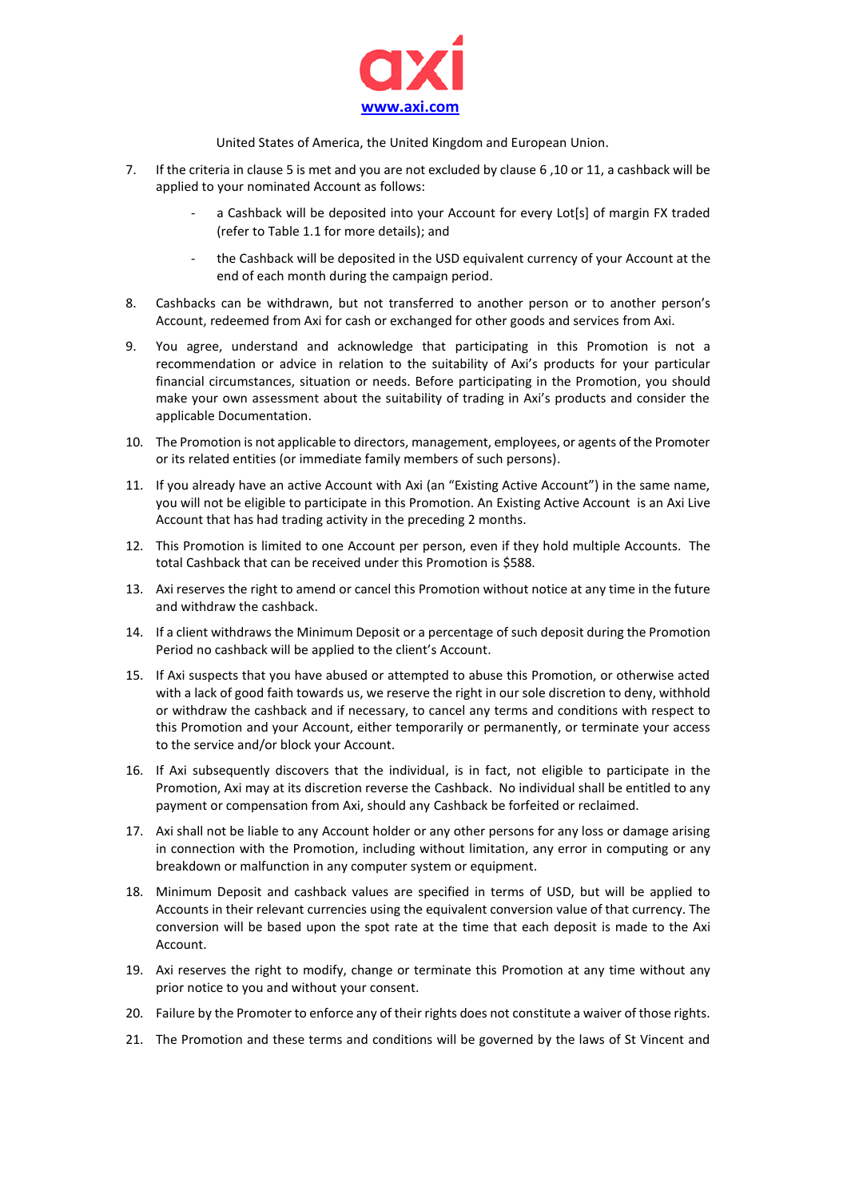United States of America, the United Kingdom and European Union.

7. If the criteria in clause 5 is met and you are not excluded by clause 6 ,10 or 11, a cashback will be applied to your nominated Account as follows:

    - a Cashback will be deposited into your Account for every Lot[s] of margin FX traded (refer to Table 1.1 for more details); and

    - the Cashback will be deposited in the USD equivalent currency of your Account at the end of each month during the campaign period.

8. Cashbacks can be withdrawn, but not transferred to another person or to another person's Account, redeemed from Axi for cash or exchanged for other goods and services from Axi.

9. You agree, understand and acknowledge that participating in this Promotion is not a recommendation or advice in relation to the suitability of Axi's products for your particular financial circumstances, situation or needs. Before participating in the Promotion, you should make your own assessment about the suitability of trading in Axi's products and consider the applicable Documentation.

10. The Promotion is not applicable to directors, management, employees, or agents of the Promoter or its related entities (or immediate family members of such persons).

11. If you already have an active Account with Axi (an "Existing Active Account") in the same name, you will not be eligible to participate in this Promotion. An Existing Active Account is an Axi Live Account that has had trading activity in the preceding 2 months.

12. This Promotion is limited to one Account per person, even if they hold multiple Accounts. The total Cashback that can be received under this Promotion is $588.

13. Axi reserves the right to amend or cancel this Promotion without notice at any time in the future and withdraw the cashback.

14. If a client withdraws the Minimum Deposit or a percentage of such deposit during the Promotion Period no cashback will be applied to the client's Account.

15. If Axi suspects that you have abused or attempted to abuse this Promotion, or otherwise acted with a lack of good faith towards us, we reserve the right in our sole discretion to deny, withhold or withdraw the cashback and if necessary, to cancel any terms and conditions with respect to this Promotion and your Account, either temporarily or permanently, or terminate your access to the service and/or block your Account.

16. If Axi subsequently discovers that the individual, is in fact, not eligible to participate in the Promotion, Axi may at its discretion reverse the Cashback. No individual shall be entitled to any payment or compensation from Axi, should any Cashback be forfeited or reclaimed.

17. Axi shall not be liable to any Account holder or any other persons for any loss or damage arising in connection with the Promotion, including without limitation, any error in computing or any breakdown or malfunction in any computer system or equipment.

18. Minimum Deposit and cashback values are specified in terms of USD, but will be applied to Accounts in their relevant currencies using the equivalent conversion value of that currency. The conversion will be based upon the spot rate at the time that each deposit is made to the Axi Account.

19. Axi reserves the right to modify, change or terminate this Promotion at any time without any prior notice to you and without your consent.

20. Failure by the Promoter to enforce any of their rights does not constitute a waiver of those rights.

21. The Promotion and these terms and conditions will be governed by the laws of St Vincent and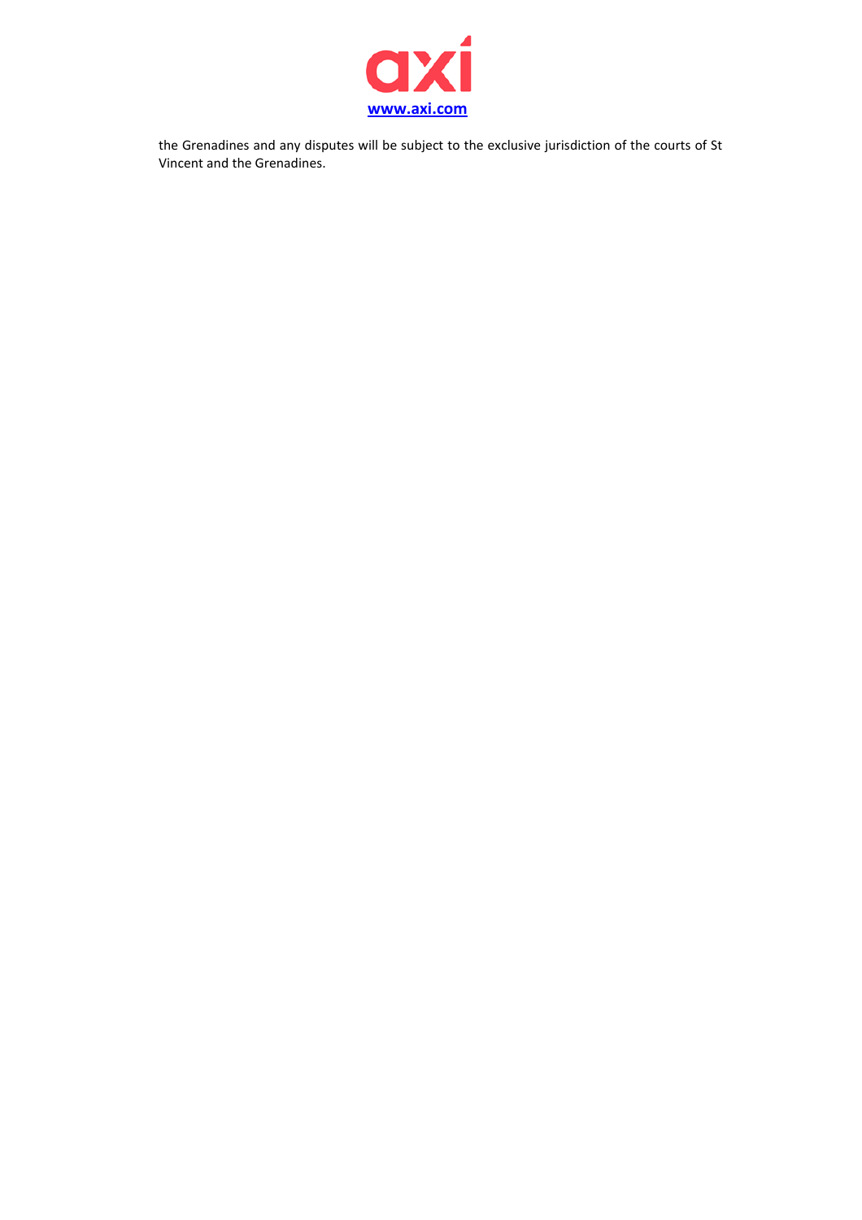the Grenadines and any disputes will be subject to the exclusive jurisdiction of the courts of St Vincent and the Grenadines.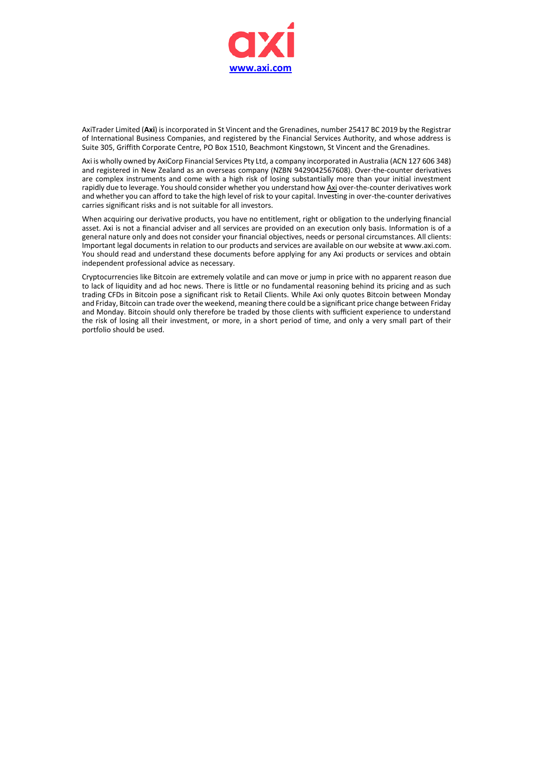**www.axi.com**

AxiTrader Limited (**Axi**) is incorporated in St Vincent and the Grenadines, number 25417 BC 2019 by the Registrar of International Business Companies, and registered by the Financial Services Authority, and whose address is Suite 305, Griffith Corporate Centre, PO Box 1510, Beachmont Kingstown, St Vincent and the Grenadines.

Axi is wholly owned by AxiCorp Financial Services Pty Ltd, a company incorporated in Australia (ACN 127 606 348) and registered in New Zealand as an overseas company (NZBN 9429042567608). Over-the-counter derivatives are complex instruments and come with a high risk of losing substantially more than your initial investment rapidly due to leverage. You should consider whether you understand how Axi over-the-counter derivatives work and whether you can afford to take the high level of risk to your capital. Investing in over-the-counter derivatives carries significant risks and is not suitable for all investors.

When acquiring our derivative products, you have no entitlement, right or obligation to the underlying financial asset. Axi is not a financial adviser and all services are provided on an execution only basis. Information is of a general nature only and does not consider your financial objectives, needs or personal circumstances. All clients: Important legal documents in relation to our products and services are available on our website at www.axi.com. You should read and understand these documents before applying for any Axi products or services and obtain independent professional advice as necessary.

Cryptocurrencies like Bitcoin are extremely volatile and can move or jump in price with no apparent reason due to lack of liquidity and ad hoc news. There is little or no fundamental reasoning behind its pricing and as such trading CFDs in Bitcoin pose a significant risk to Retail Clients. While Axi only quotes Bitcoin between Monday and Friday, Bitcoin can trade over the weekend, meaning there could be a significant price change between Friday and Monday. Bitcoin should only therefore be traded by those clients with sufficient experience to understand the risk of losing all their investment, or more, in a short period of time, and only a very small part of their portfolio should be used.